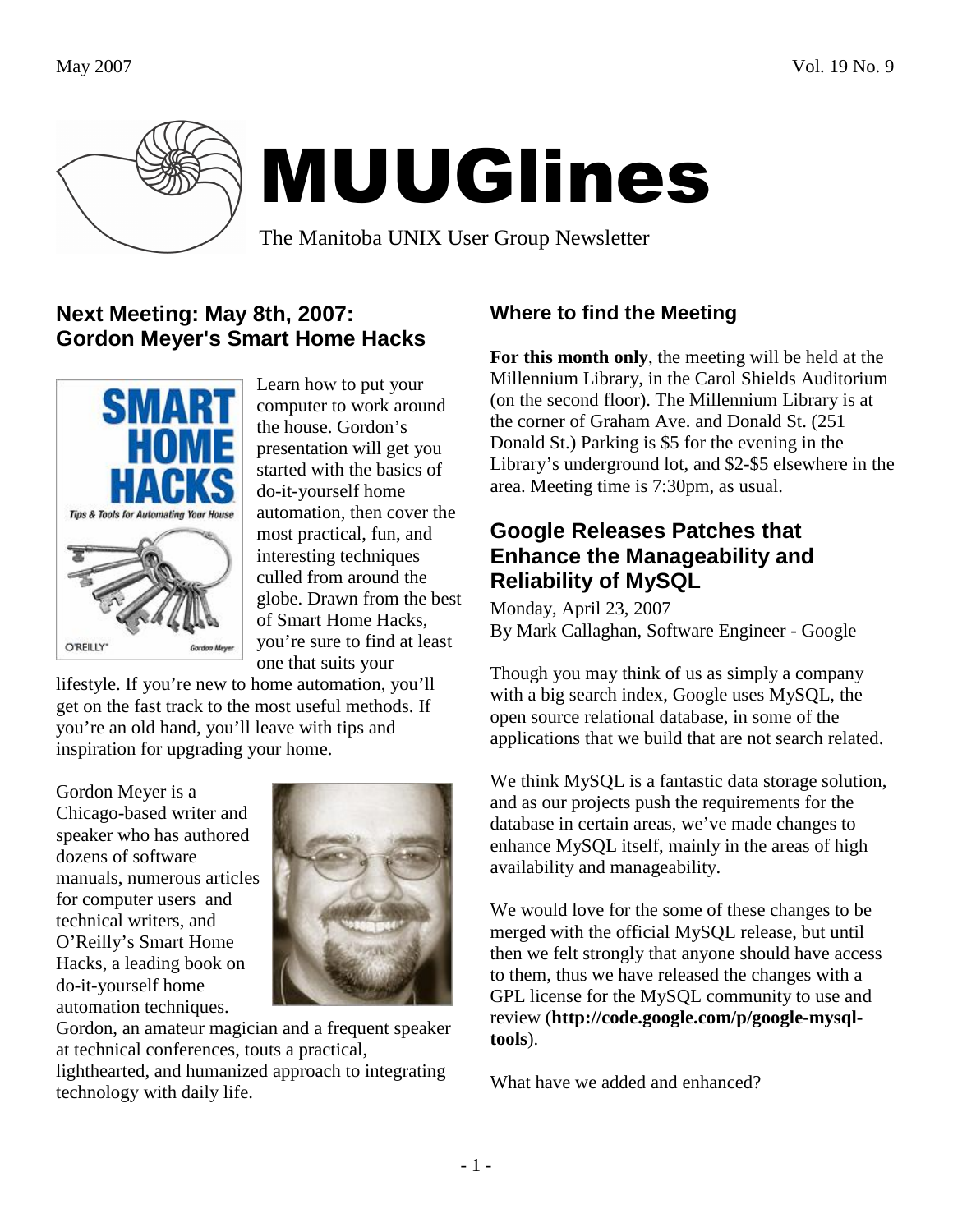# MUUGlines

The Manitoba UNIX User Group Newsletter

## Next Meeting: May 8th, 2007: Gordon Meyer's Smart Home Hacks

Learn how to put your computer to work around the house. Gordon's presentation will get you started with the basics of do-it-yourself home automation, then cover the most practical, fun, and interesting techniques culled from around the globe. Drawn from the best of Smart Home Hacks, you're sure to find at least one that suits your lifestyle. If you're new to home automation, you'll get on the fast track to the most useful methods. If you're an old hand, you'll leave with tips and inspiration for upgrading your home.

Gordon Meyer is a Chicago-based writer and speaker who has authored dozens of software manuals, numerous articles for computer users and technical writers, and O'Reilly's Smart Home Hacks, a leading book on do-it-yourself home automation techniques. Gordon, an amateur magician and a frequent speaker at technical conferences, touts a practical, lighthearted, and humanized approach to integrating technology with daily life.

### Where to find the Meeting

**For this month only**, the meeting will be held at the Millennium Library, in the Carol Shields Auditorium (on the second floor). The Millennium Library is at the corner of Graham Ave. and Donald St. (251 Donald St.) Parking is $5 for the evening in the Library's underground lot, and $2-$5 elsewhere in the area. Meeting time is 7:30pm, as usual.

## Google Releases Patches that Enhance the Manageability and Reliability of MySQL

Monday, April 23, 2007
By Mark Callaghan, Software Engineer - Google

Though you may think of us as simply a company with a big search index, Google uses MySQL, the open source relational database, in some of the applications that we build that are not search related.

We think MySQL is a fantastic data storage solution, and as our projects push the requirements for the database in certain areas, we've made changes to enhance MySQL itself, mainly in the areas of high availability and manageability.

We would love for the some of these changes to be merged with the official MySQL release, but until then we felt strongly that anyone should have access to them, thus we have released the changes with a GPL license for the MySQL community to use and review (**http://code.google.com/p/google-mysql-tools**).

What have we added and enhanced?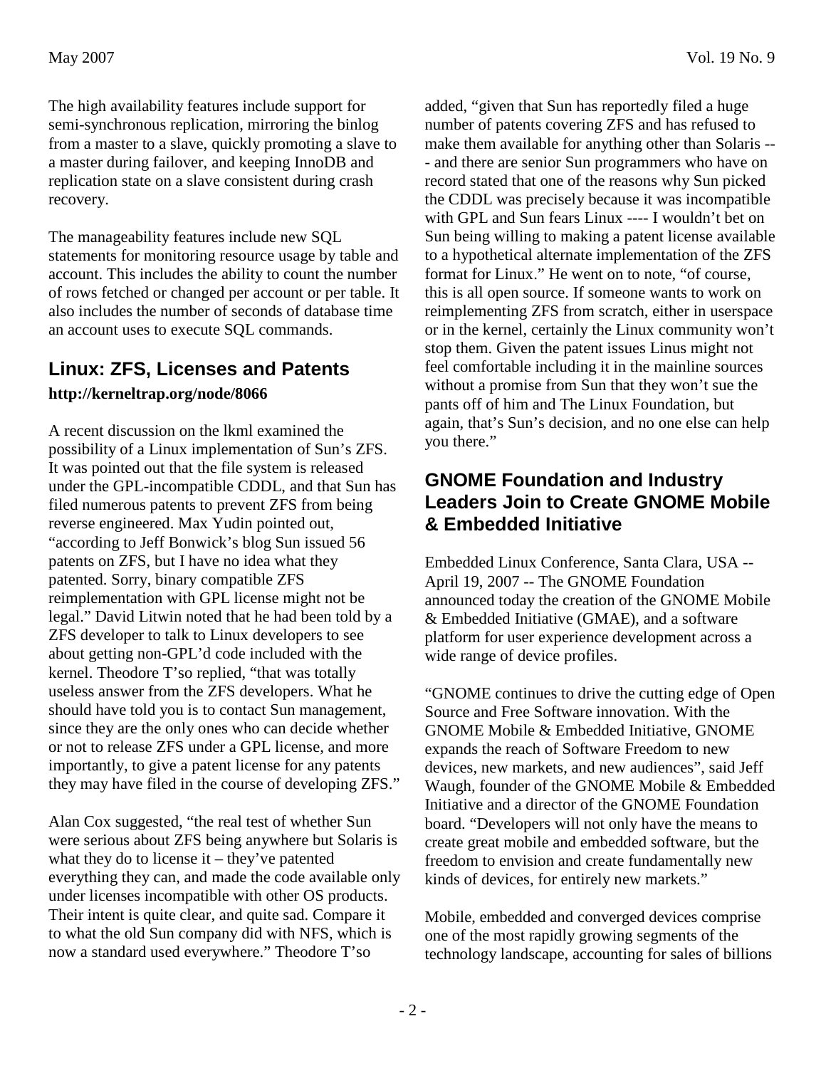The high availability features include support for semi-synchronous replication, mirroring the binlog from a master to a slave, quickly promoting a slave to a master during failover, and keeping InnoDB and replication state on a slave consistent during crash recovery.

The manageability features include new SQL statements for monitoring resource usage by table and account. This includes the ability to count the number of rows fetched or changed per account or per table. It also includes the number of seconds of database time an account uses to execute SQL commands.

## Linux: ZFS, Licenses and Patents

**http://kerneltrap.org/node/8066**

A recent discussion on the lkml examined the possibility of a Linux implementation of Sun's ZFS. It was pointed out that the file system is released under the GPL-incompatible CDDL, and that Sun has filed numerous patents to prevent ZFS from being reverse engineered. Max Yudin pointed out, "according to Jeff Bonwick's blog Sun issued 56 patents on ZFS, but I have no idea what they patented. Sorry, binary compatible ZFS reimplementation with GPL license might not be legal." David Litwin noted that he had been told by a ZFS developer to talk to Linux developers to see about getting non-GPL'd code included with the kernel. Theodore T'so replied, "that was totally useless answer from the ZFS developers. What he should have told you is to contact Sun management, since they are the only ones who can decide whether or not to release ZFS under a GPL license, and more importantly, to give a patent license for any patents they may have filed in the course of developing ZFS."

Alan Cox suggested, "the real test of whether Sun were serious about ZFS being anywhere but Solaris is what they do to license it – they've patented everything they can, and made the code available only under licenses incompatible with other OS products. Their intent is quite clear, and quite sad. Compare it to what the old Sun company did with NFS, which is now a standard used everywhere." Theodore T'so added, "given that Sun has reportedly filed a huge number of patents covering ZFS and has refused to make them available for anything other than Solaris --- and there are senior Sun programmers who have on record stated that one of the reasons why Sun picked the CDDL was precisely because it was incompatible with GPL and Sun fears Linux ---- I wouldn't bet on Sun being willing to making a patent license available to a hypothetical alternate implementation of the ZFS format for Linux." He went on to note, "of course, this is all open source. If someone wants to work on reimplementing ZFS from scratch, either in userspace or in the kernel, certainly the Linux community won't stop them. Given the patent issues Linus might not feel comfortable including it in the mainline sources without a promise from Sun that they won't sue the pants off of him and The Linux Foundation, but again, that's Sun's decision, and no one else can help you there."

## GNOME Foundation and Industry Leaders Join to Create GNOME Mobile & Embedded Initiative

Embedded Linux Conference, Santa Clara, USA -- April 19, 2007 -- The GNOME Foundation announced today the creation of the GNOME Mobile & Embedded Initiative (GMAE), and a software platform for user experience development across a wide range of device profiles.

"GNOME continues to drive the cutting edge of Open Source and Free Software innovation. With the GNOME Mobile & Embedded Initiative, GNOME expands the reach of Software Freedom to new devices, new markets, and new audiences", said Jeff Waugh, founder of the GNOME Mobile & Embedded Initiative and a director of the GNOME Foundation board. "Developers will not only have the means to create great mobile and embedded software, but the freedom to envision and create fundamentally new kinds of devices, for entirely new markets."

Mobile, embedded and converged devices comprise one of the most rapidly growing segments of the technology landscape, accounting for sales of billions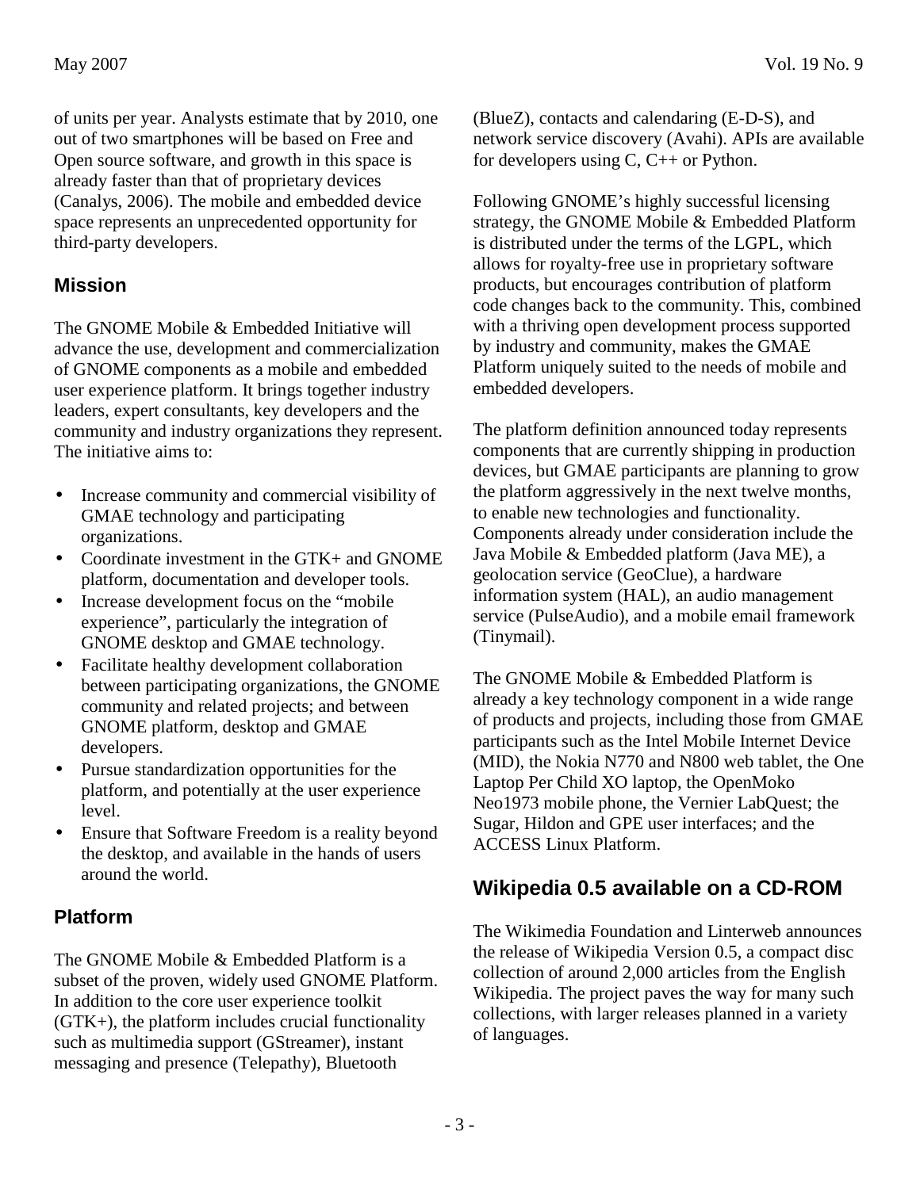of units per year. Analysts estimate that by 2010, one out of two smartphones will be based on Free and Open source software, and growth in this space is already faster than that of proprietary devices (Canalys, 2006). The mobile and embedded device space represents an unprecedented opportunity for third-party developers.

## Mission

The GNOME Mobile & Embedded Initiative will advance the use, development and commercialization of GNOME components as a mobile and embedded user experience platform. It brings together industry leaders, expert consultants, key developers and the community and industry organizations they represent. The initiative aims to:

- Increase community and commercial visibility of GMAE technology and participating organizations.
- Coordinate investment in the GTK+ and GNOME platform, documentation and developer tools.
- Increase development focus on the "mobile experience", particularly the integration of GNOME desktop and GMAE technology.
- Facilitate healthy development collaboration between participating organizations, the GNOME community and related projects; and between GNOME platform, desktop and GMAE developers.
- Pursue standardization opportunities for the platform, and potentially at the user experience level.
- Ensure that Software Freedom is a reality beyond the desktop, and available in the hands of users around the world.

## Platform

The GNOME Mobile & Embedded Platform is a subset of the proven, widely used GNOME Platform. In addition to the core user experience toolkit (GTK+), the platform includes crucial functionality such as multimedia support (GStreamer), instant messaging and presence (Telepathy), Bluetooth (BlueZ), contacts and calendaring (E-D-S), and network service discovery (Avahi). APIs are available for developers using C, C++ or Python.

Following GNOME's highly successful licensing strategy, the GNOME Mobile & Embedded Platform is distributed under the terms of the LGPL, which allows for royalty-free use in proprietary software products, but encourages contribution of platform code changes back to the community. This, combined with a thriving open development process supported by industry and community, makes the GMAE Platform uniquely suited to the needs of mobile and embedded developers.

The platform definition announced today represents components that are currently shipping in production devices, but GMAE participants are planning to grow the platform aggressively in the next twelve months, to enable new technologies and functionality. Components already under consideration include the Java Mobile & Embedded platform (Java ME), a geolocation service (GeoClue), a hardware information system (HAL), an audio management service (PulseAudio), and a mobile email framework (Tinymail).

The GNOME Mobile & Embedded Platform is already a key technology component in a wide range of products and projects, including those from GMAE participants such as the Intel Mobile Internet Device (MID), the Nokia N770 and N800 web tablet, the One Laptop Per Child XO laptop, the OpenMoko Neo1973 mobile phone, the Vernier LabQuest; the Sugar, Hildon and GPE user interfaces; and the ACCESS Linux Platform.

## Wikipedia 0.5 available on a CD-ROM

The Wikimedia Foundation and Linterweb announces the release of Wikipedia Version 0.5, a compact disc collection of around 2,000 articles from the English Wikipedia. The project paves the way for many such collections, with larger releases planned in a variety of languages.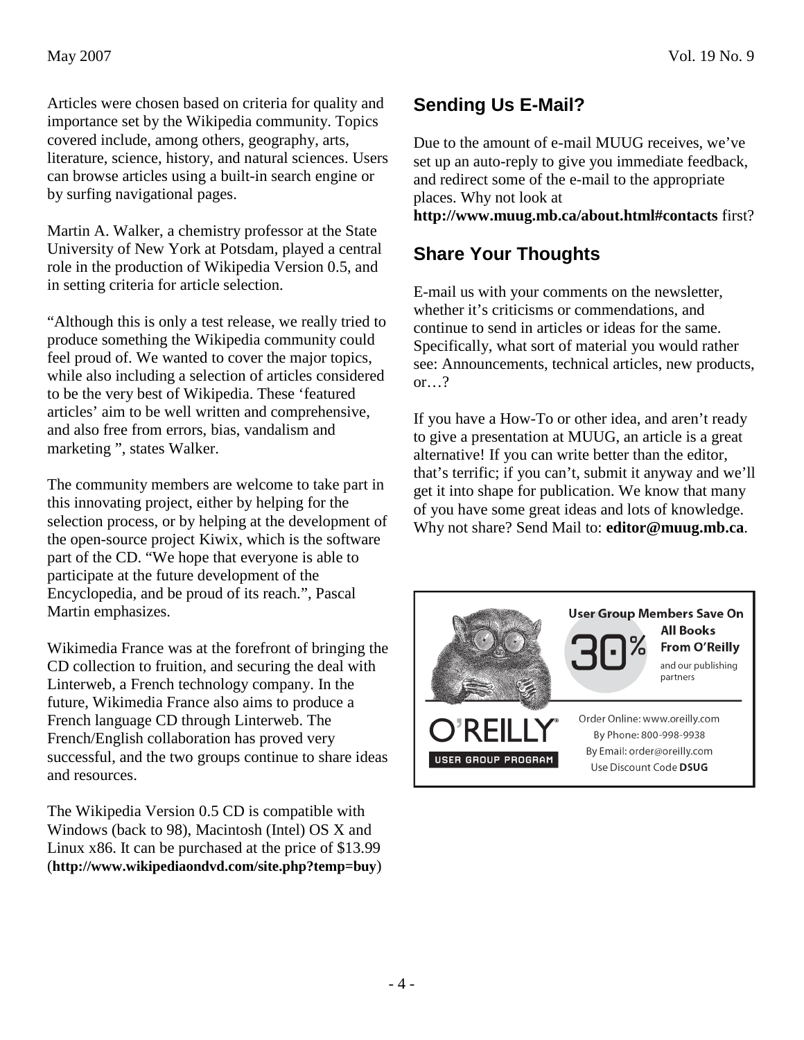Articles were chosen based on criteria for quality and importance set by the Wikipedia community. Topics covered include, among others, geography, arts, literature, science, history, and natural sciences. Users can browse articles using a built-in search engine or by surfing navigational pages.

Martin A. Walker, a chemistry professor at the State University of New York at Potsdam, played a central role in the production of Wikipedia Version 0.5, and in setting criteria for article selection.

"Although this is only a test release, we really tried to produce something the Wikipedia community could feel proud of. We wanted to cover the major topics, while also including a selection of articles considered to be the very best of Wikipedia. These 'featured articles' aim to be well written and comprehensive, and also free from errors, bias, vandalism and marketing ", states Walker.

The community members are welcome to take part in this innovating project, either by helping for the selection process, or by helping at the development of the open-source project Kiwix, which is the software part of the CD. "We hope that everyone is able to participate at the future development of the Encyclopedia, and be proud of its reach.", Pascal Martin emphasizes.

Wikimedia France was at the forefront of bringing the CD collection to fruition, and securing the deal with Linterweb, a French technology company. In the future, Wikimedia France also aims to produce a French language CD through Linterweb. The French/English collaboration has proved very successful, and the two groups continue to share ideas and resources.

The Wikipedia Version 0.5 CD is compatible with Windows (back to 98), Macintosh (Intel) OS X and Linux x86. It can be purchased at the price of $13.99 (**http://www.wikipediaondvd.com/site.php?temp=buy**)

## Sending Us E-Mail?

Due to the amount of e-mail MUUG receives, we've set up an auto-reply to give you immediate feedback, and redirect some of the e-mail to the appropriate places. Why not look at **http://www.muug.mb.ca/about.html#contacts** first?

## Share Your Thoughts

E-mail us with your comments on the newsletter, whether it's criticisms or commendations, and continue to send in articles or ideas for the same. Specifically, what sort of material you would rather see: Announcements, technical articles, new products, or…?

If you have a How-To or other idea, and aren't ready to give a presentation at MUUG, an article is a great alternative! If you can write better than the editor, that's terrific; if you can't, submit it anyway and we'll get it into shape for publication. We know that many of you have some great ideas and lots of knowledge. Why not share? Send Mail to: **editor@muug.mb.ca**.

**User Group Members Save On 30% All Books From O'Reilly** and our publishing partners

O'REILLY® USER GROUP PROGRAM

Order Online: www.oreilly.com
By Phone: 800-998-9938
By Email: order@oreilly.com
Use Discount Code **DSUG**